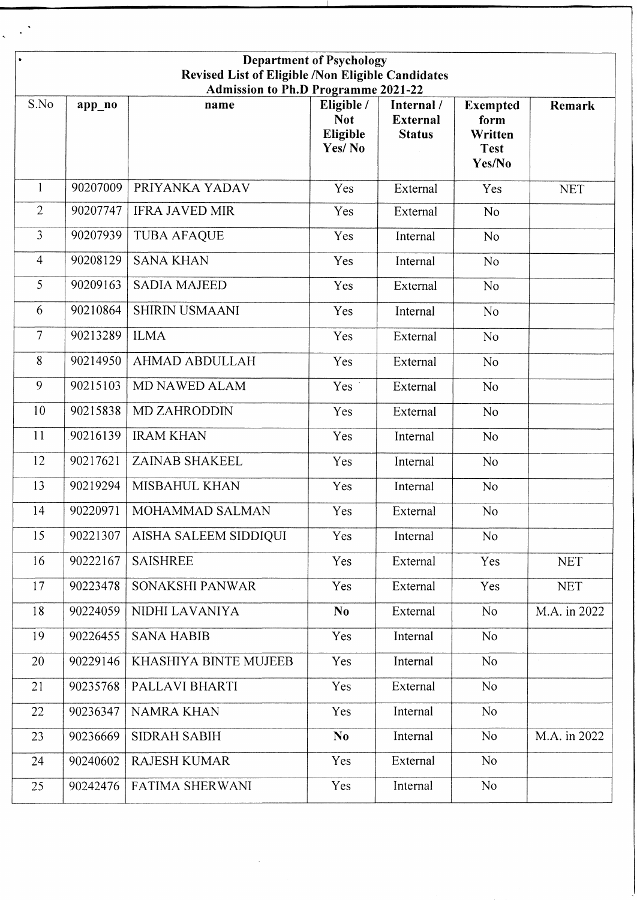# Department of Psychology
## Revised List of Eligible /Non Eligible Candidates
### Admission to Ph.D Programme 2021-22

| S.No | app_no | name | Eligible / Not Eligible Yes/ No | Internal / External Status | Exempted form Written Test Yes/No | Remark |
|---|---|---|---|---|---|---|
| 1 | 90207009 | PRIYANKA YADAV | Yes | External | Yes | NET |
| 2 | 90207747 | IFRA JAVED MIR | Yes | External | No | |
| 3 | 90207939 | TUBA AFAQUE | Yes | Internal | No | |
| 4 | 90208129 | SANA KHAN | Yes | Internal | No | |
| 5 | 90209163 | SADIA MAJEED | Yes | External | No | |
| 6 | 90210864 | SHIRIN USMAANI | Yes | Internal | No | |
| 7 | 90213289 | ILMA | Yes | External | No | |
| 8 | 90214950 | AHMAD ABDULLAH | Yes | External | No | |
| 9 | 90215103 | MD NAWED ALAM | Yes | External | No | |
| 10 | 90215838 | MD ZAHRODDIN | Yes | External | No | |
| 11 | 90216139 | IRAM KHAN | Yes | Internal | No | |
| 12 | 90217621 | ZAINAB SHAKEEL | Yes | Internal | No | |
| 13 | 90219294 | MISBAHUL KHAN | Yes | Internal | No | |
| 14 | 90220971 | MOHAMMAD SALMAN | Yes | External | No | |
| 15 | 90221307 | AISHA SALEEM SIDDIQUI | Yes | Internal | No | |
| 16 | 90222167 | SAISHREE | Yes | External | Yes | NET |
| 17 | 90223478 | SONAKSHI PANWAR | Yes | External | Yes | NET |
| 18 | 90224059 | NIDHI LAVANIYA | **No** | External | No | M.A. in 2022 |
| 19 | 90226455 | SANA HABIB | Yes | Internal | No | |
| 20 | 90229146 | KHASHIYA BINTE MUJEEB | Yes | Internal | No | |
| 21 | 90235768 | PALLAVI BHARTI | Yes | External | No | |
| 22 | 90236347 | NAMRA KHAN | Yes | Internal | No | |
| 23 | 90236669 | SIDRAH SABIH | **No** | Internal | No | M.A. in 2022 |
| 24 | 90240602 | RAJESH KUMAR | Yes | External | No | |
| 25 | 90242476 | FATIMA SHERWANI | Yes | Internal | No | |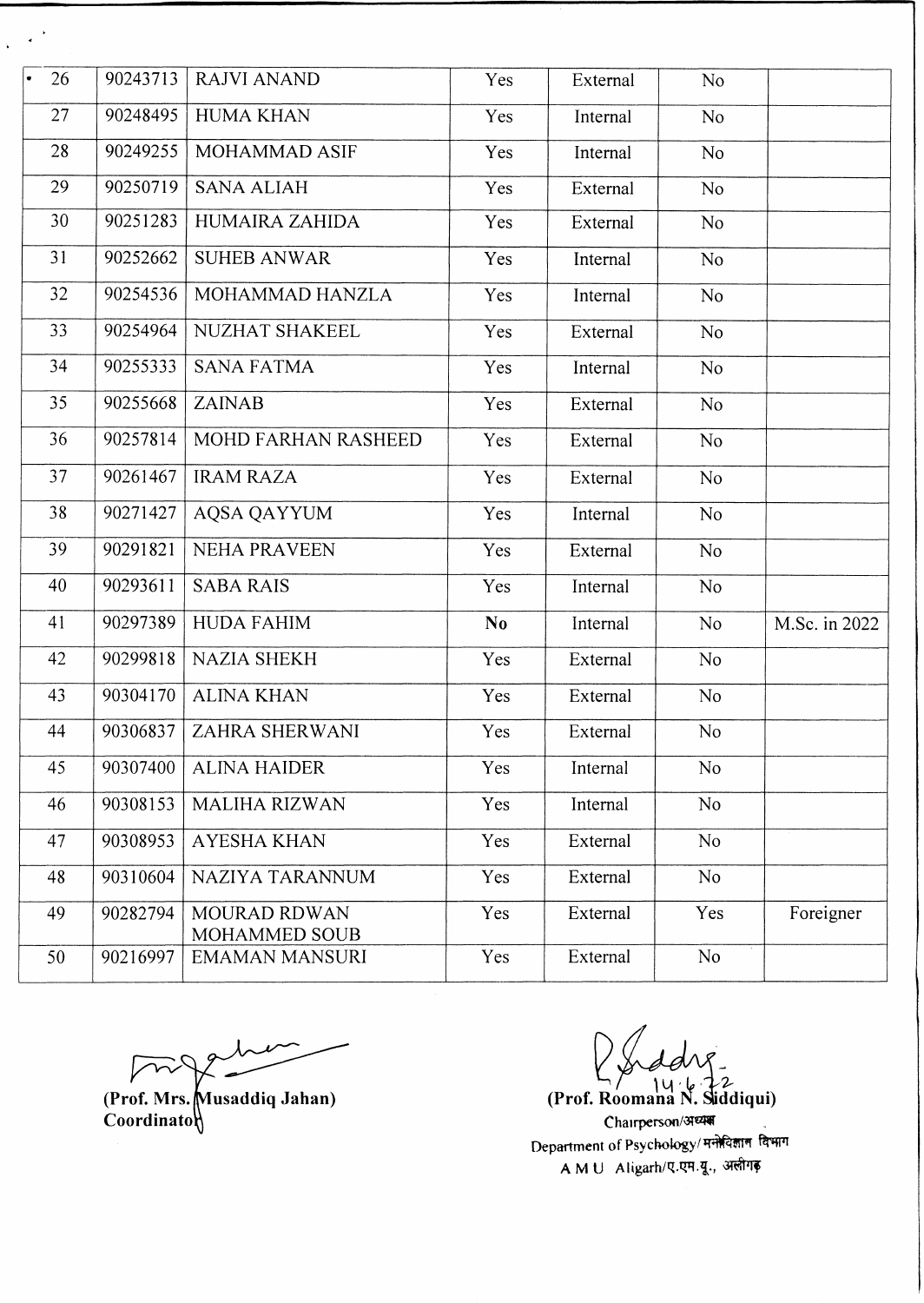| | | | | | | |
|---|---|---|---|---|---|---|
| 26 | 90243713 | RAJVI ANAND | Yes | External | No | |
| 27 | 90248495 | HUMA KHAN | Yes | Internal | No | |
| 28 | 90249255 | MOHAMMAD ASIF | Yes | Internal | No | |
| 29 | 90250719 | SANA ALIAH | Yes | External | No | |
| 30 | 90251283 | HUMAIRA ZAHIDA | Yes | External | No | |
| 31 | 90252662 | SUHEB ANWAR | Yes | Internal | No | |
| 32 | 90254536 | MOHAMMAD HANZLA | Yes | Internal | No | |
| 33 | 90254964 | NUZHAT SHAKEEL | Yes | External | No | |
| 34 | 90255333 | SANA FATMA | Yes | Internal | No | |
| 35 | 90255668 | ZAINAB | Yes | External | No | |
| 36 | 90257814 | MOHD FARHAN RASHEED | Yes | External | No | |
| 37 | 90261467 | IRAM RAZA | Yes | External | No | |
| 38 | 90271427 | AQSA QAYYUM | Yes | Internal | No | |
| 39 | 90291821 | NEHA PRAVEEN | Yes | External | No | |
| 40 | 90293611 | SABA RAIS | Yes | Internal | No | |
| 41 | 90297389 | HUDA FAHIM | **No** | Internal | No | M.Sc. in 2022 |
| 42 | 90299818 | NAZIA SHEKH | Yes | External | No | |
| 43 | 90304170 | ALINA KHAN | Yes | External | No | |
| 44 | 90306837 | ZAHRA SHERWANI | Yes | External | No | |
| 45 | 90307400 | ALINA HAIDER | Yes | Internal | No | |
| 46 | 90308153 | MALIHA RIZWAN | Yes | Internal | No | |
| 47 | 90308953 | AYESHA KHAN | Yes | External | No | |
| 48 | 90310604 | NAZIYA TARANNUM | Yes | External | No | |
| 49 | 90282794 | MOURAD RDWAN MOHAMMED SOUB | Yes | External | Yes | Foreigner |
| 50 | 90216997 | EMAMAN MANSURI | Yes | External | No | |

**(Prof. Mrs. Musaddiq Jahan)**
**Coordinator**

14.6.22
**(Prof. Roomana N. Siddiqui)**
Chairperson/अध्यक्ष
Department of Psychology/ मनोविज्ञान विभाग
A M U Aligarh/ए.एम.यू., अलीगढ़